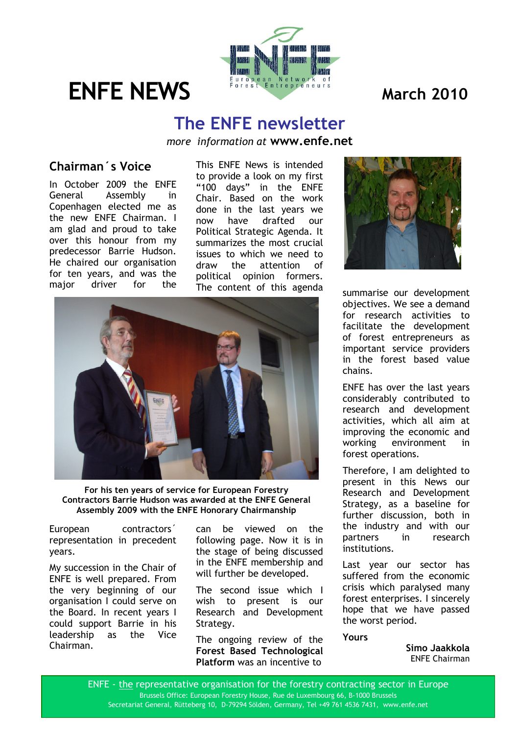# ENFE NEWS

March 2010

## The ENFE newsletter

*more information at* **www.enfe.net**

### Chairman´s Voice

In October 2009 the ENFE General Assembly in Copenhagen elected me as the new ENFE Chairman. I am glad and proud to take over this honour from my predecessor Barrie Hudson. He chaired our organisation for ten years, and was the major driver for the European contractors´ representation in precedent years.

My succession in the Chair of ENFE is well prepared. From the very beginning of our organisation I could serve on the Board. In recent years I could support Barrie in his leadership as the Vice Chairman.

This ENFE News is intended to provide a look on my first "100 days" in the ENFE Chair. Based on the work done in the last years we now have drafted our Political Strategic Agenda. It summarizes the most crucial issues to which we need to draw the attention of political opinion formers. The content of this agenda can be viewed on the following page. Now it is in the stage of being discussed in the ENFE membership and will further be developed.

The second issue which I wish to present is our Research and Development Strategy.

The ongoing review of the **Forest Based Technological Platform** was an incentive to summarise our development objectives. We see a demand for research activities to facilitate the development of forest entrepreneurs as important service providers in the forest based value chains.

ENFE has over the last years considerably contributed to research and development activities, which all aim at improving the economic and working environment in forest operations.

Therefore, I am delighted to present in this News our Research and Development Strategy, as a baseline for further discussion, both in the industry and with our partners in research institutions.

Last year our sector has suffered from the economic crisis which paralysed many forest enterprises. I sincerely hope that we have passed the worst period.

**Yours**

**Simo Jaakkola**
ENFE Chairman

**For his ten years of service for European Forestry Contractors Barrie Hudson was awarded at the ENFE General Assembly 2009 with the ENFE Honorary Chairmanship**

ENFE - the representative organisation for the forestry contracting sector in Europe
Brussels Office: European Forestry House, Rue de Luxembourg 66, B-1000 Brussels
Secretariat General, Rütteberg 10, D-79294 Sölden, Germany, Tel +49 761 4536 7431, www.enfe.net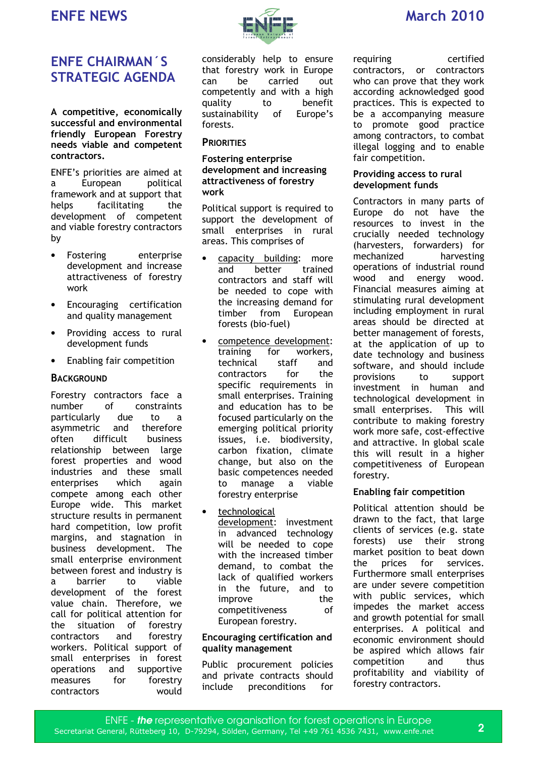# ENFE CHAIRMAN´S STRATEGIC AGENDA

**A competitive, economically successful and environmental friendly European Forestry needs viable and competent contractors.**

ENFE's priorities are aimed at a European political framework and at support that helps facilitating the development of competent and viable forestry contractors by

- Fostering enterprise development and increase attractiveness of forestry work
- Encouraging certification and quality management
- Providing access to rural development funds
- Enabling fair competition

## Background

Forestry contractors face a number of constraints particularly due to a asymmetric and therefore often difficult business relationship between large forest properties and wood industries and these small enterprises which again compete among each other Europe wide. This market structure results in permanent hard competition, low profit margins, and stagnation in business development. The small enterprise environment between forest and industry is a barrier to viable development of the forest value chain. Therefore, we call for political attention for the situation of forestry contractors and forestry workers. Political support of small enterprises in forest operations and supportive measures for forestry contractors would considerably help to ensure that forestry work in Europe can be carried out competently and with a high quality to benefit sustainability of Europe's forests.

## Priorities

### Fostering enterprise development and increasing attractiveness of forestry work

Political support is required to support the development of small enterprises in rural areas. This comprises of

- capacity building: more and better trained contractors and staff will be needed to cope with the increasing demand for timber from European forests (bio-fuel)
- competence development: training for workers, technical staff and contractors for the specific requirements in small enterprises. Training and education has to be focused particularly on the emerging political priority issues, i.e. biodiversity, carbon fixation, climate change, but also on the basic competences needed to manage a viable forestry enterprise
- technological development: investment in advanced technology will be needed to cope with the increased timber demand, to combat the lack of qualified workers in the future, and to improve the competitiveness of European forestry.

### Encouraging certification and quality management

Public procurement policies and private contracts should include preconditions for requiring certified contractors, or contractors who can prove that they work according acknowledged good practices. This is expected to be a accompanying measure to promote good practice among contractors, to combat illegal logging and to enable fair competition.

### Providing access to rural development funds

Contractors in many parts of Europe do not have the resources to invest in the crucially needed technology (harvesters, forwarders) for mechanized harvesting operations of industrial round wood and energy wood. Financial measures aiming at stimulating rural development including employment in rural areas should be directed at better management of forests, at the application of up to date technology and business software, and should include provisions to support investment in human and technological development in small enterprises. This will contribute to making forestry work more safe, cost-effective and attractive. In global scale this will result in a higher competitiveness of European forestry.

### Enabling fair competition

Political attention should be drawn to the fact, that large clients of services (e.g. state forests) use their strong market position to beat down the prices for services. Furthermore small enterprises are under severe competition with public services, which impedes the market access and growth potential for small enterprises. A political and economic environment should be aspired which allows fair competition and thus profitability and viability of forestry contractors.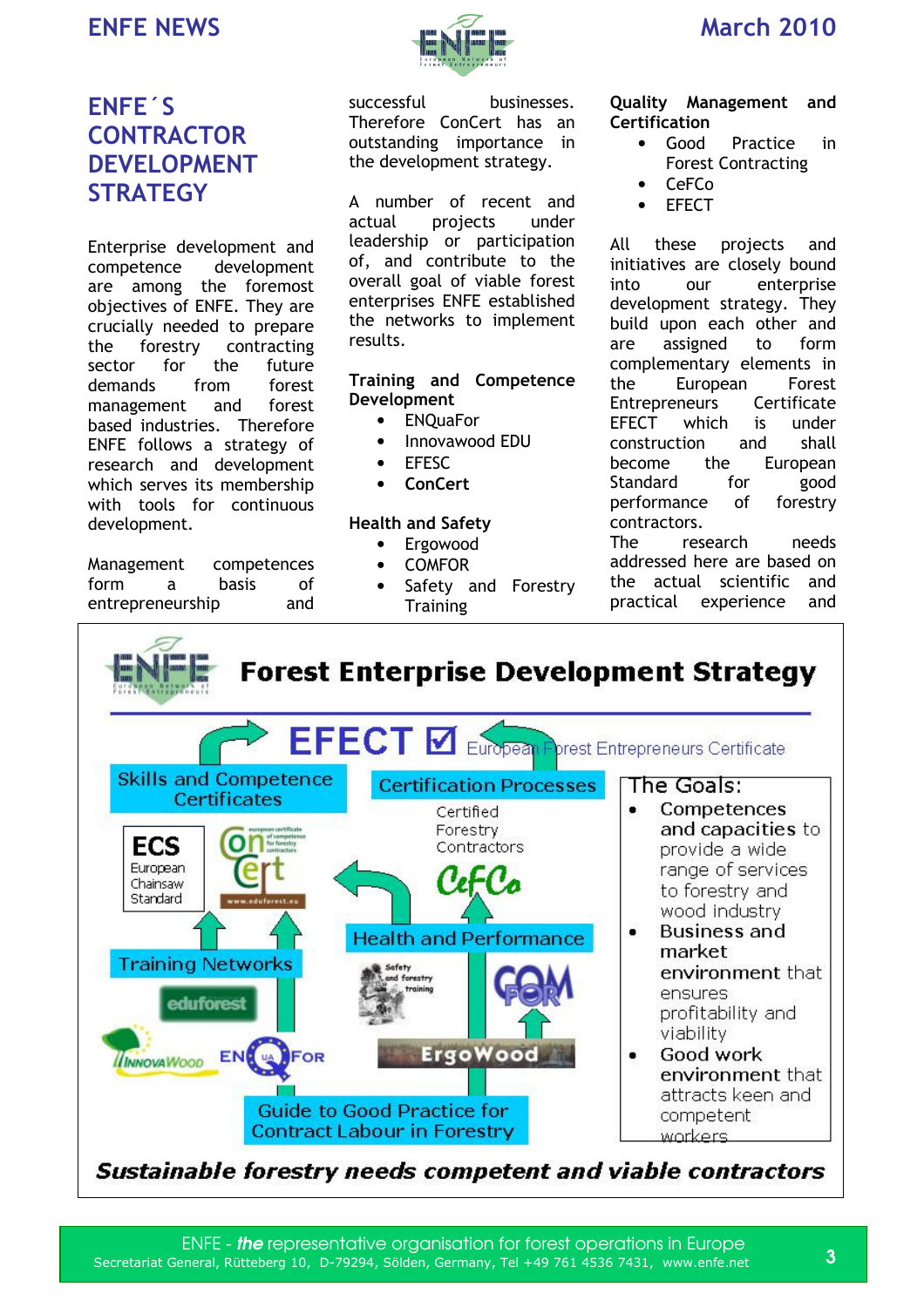# ENFE´S CONTRACTOR DEVELOPMENT STRATEGY

Enterprise development and competence development are among the foremost objectives of ENFE. They are crucially needed to prepare the forestry contracting sector for the future demands from forest management and forest based industries. Therefore ENFE follows a strategy of research and development which serves its membership with tools for continuous development.

Management competences form a basis of entrepreneurship and successful businesses. Therefore ConCert has an outstanding importance in the development strategy.

A number of recent and actual projects under leadership or participation of, and contribute to the overall goal of viable forest enterprises ENFE established the networks to implement results.

**Training and Competence Development**

- ENQuaFor
- Innovawood EDU
- EFESC
- **ConCert**

**Health and Safety**

- Ergowood
- COMFOR
- Safety and Forestry Training

**Quality Management and Certification**

- Good Practice in Forest Contracting
- CeFCo
- EFECT

All these projects and initiatives are closely bound into our enterprise development strategy. They build upon each other and are assigned to form complementary elements in the European Forest Entrepreneurs Certificate EFECT which is under construction and shall become the European Standard for good performance of forestry contractors.

The research needs addressed here are based on the actual scientific and practical experience and

## Forest Enterprise Development Strategy

EFECT ☑ European Forest Entrepreneurs Certificate

Skills and Competence Certificates

ECS European Chainsaw Standard

ConCert european certificate of competence for forestry contractors www.eduforest.eu

Training Networks

eduforest

INNOVAWOOD

ENQuaFOR

Certification Processes

Certified Forestry Contractors

CeFCo

Health and Performance

Safety and forestry training

COMFOR

ErgoWood

Guide to Good Practice for Contract Labour in Forestry

The Goals:

- **Competences** and capacities to provide a wide range of services to forestry and wood industry
- **Business and market environment** that ensures profitability and viability
- **Good work environment** that attracts keen and competent workers

***Sustainable forestry needs competent and viable contractors***

ENFE - ***the*** representative organisation for forest operations in Europe
Secretariat General, Rütteberg 10, D-79294, Sölden, Germany, Tel +49 761 4536 7431, www.enfe.net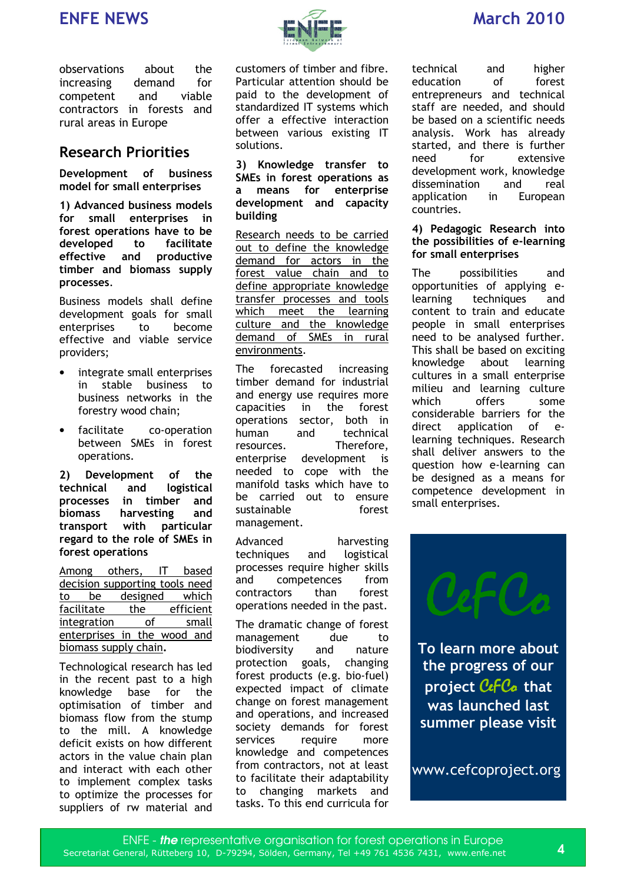observations about the increasing demand for competent and viable contractors in forests and rural areas in Europe

## Research Priorities

**Development of business model for small enterprises**

**1) Advanced business models for small enterprises in forest operations have to be developed to facilitate effective and productive timber and biomass supply processes**.

Business models shall define development goals for small enterprises to become effective and viable service providers;

- integrate small enterprises in stable business to business networks in the forestry wood chain;
- facilitate co-operation between SMEs in forest operations.

**2) Development of the technical and logistical processes in timber and biomass harvesting and transport with particular regard to the role of SMEs in forest operations**

Among others, IT based decision supporting tools need to be designed which facilitate the efficient integration of small enterprises in the wood and biomass supply chain**.**

Technological research has led in the recent past to a high knowledge base for the optimisation of timber and biomass flow from the stump to the mill. A knowledge deficit exists on how different actors in the value chain plan and interact with each other to implement complex tasks to optimize the processes for suppliers of rw material and customers of timber and fibre. Particular attention should be paid to the development of standardized IT systems which offer a effective interaction between various existing IT solutions.

**3) Knowledge transfer to SMEs in forest operations as a means for enterprise development and capacity building**

Research needs to be carried out to define the knowledge demand for actors in the forest value chain and to define appropriate knowledge transfer processes and tools which meet the learning culture and the knowledge demand of SMEs in rural environments.

The forecasted increasing timber demand for industrial and energy use requires more capacities in the forest operations sector, both in human and technical resources. Therefore, enterprise development is needed to cope with the manifold tasks which have to be carried out to ensure sustainable forest management.

Advanced harvesting techniques and logistical processes require higher skills and competences from contractors than forest operations needed in the past.

The dramatic change of forest management due to biodiversity and nature protection goals, changing forest products (e.g. bio-fuel) expected impact of climate change on forest management and operations, and increased society demands for forest services require more knowledge and competences from contractors, not at least to facilitate their adaptability to changing markets and tasks. To this end curricula for technical and higher education of forest entrepreneurs and technical staff are needed, and should be based on a scientific needs analysis. Work has already started, and there is further need for extensive development work, knowledge dissemination and real application in European countries.

**4) Pedagogic Research into the possibilities of e-learning for small enterprises**

The possibilities and opportunities of applying e-learning techniques and content to train and educate people in small enterprises need to be analysed further. This shall be based on exciting knowledge about learning cultures in a small enterprise milieu and learning culture which offers some considerable barriers for the direct application of e-learning techniques. Research shall deliver answers to the question how e-learning can be designed as a means for competence development in small enterprises.

CefCo

**To learn more about the progress of our project CefCo that was launched last summer please visit**

www.cefcoproject.org